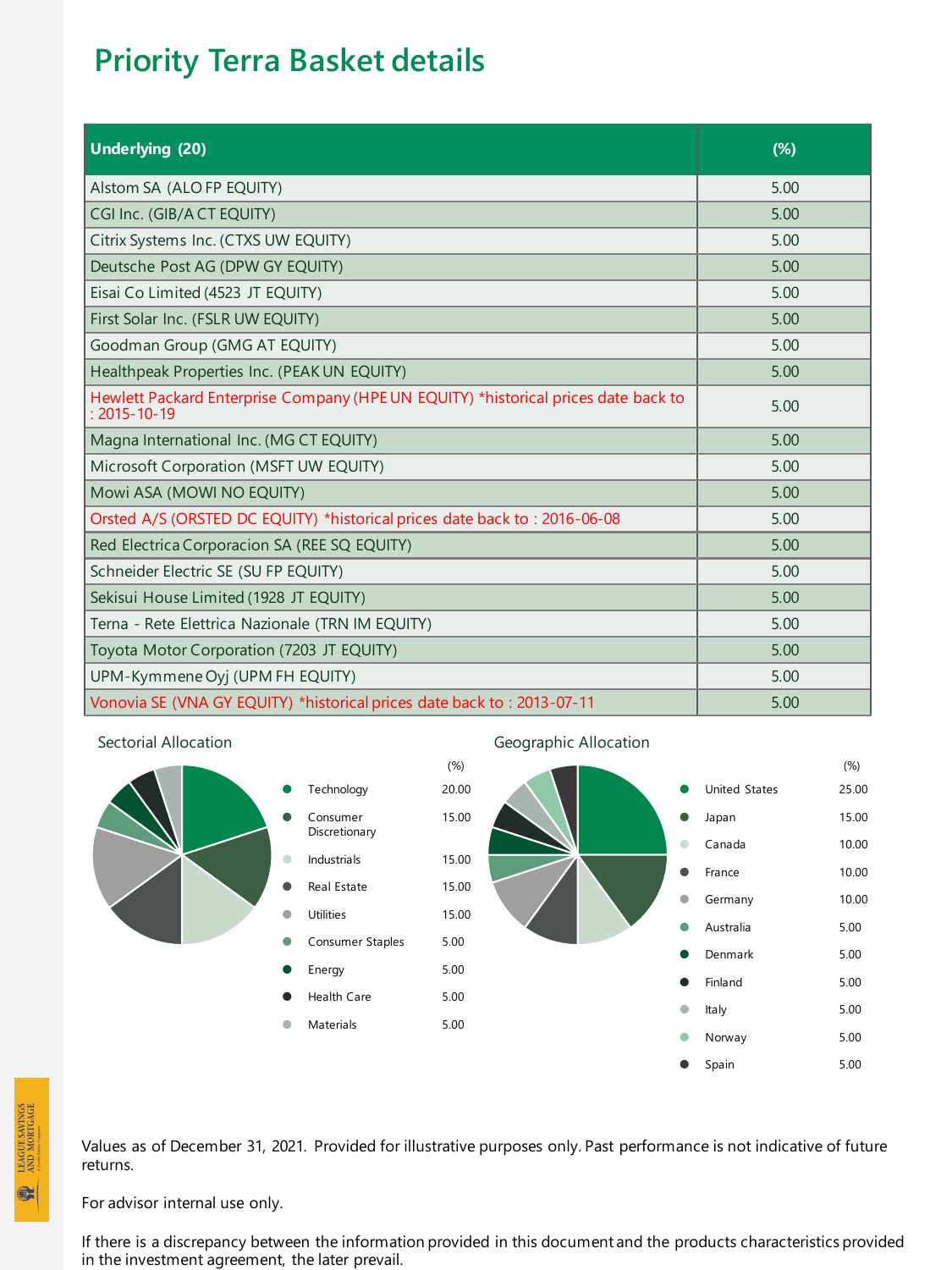# Priority Terra Basket details

| Underlying (20) | (%) |
|---|---|
| Alstom SA (ALO FP EQUITY) | 5.00 |
| CGI Inc. (GIB/A CT EQUITY) | 5.00 |
| Citrix Systems Inc. (CTXS UW EQUITY) | 5.00 |
| Deutsche Post AG (DPW GY EQUITY) | 5.00 |
| Eisai Co Limited (4523 JT EQUITY) | 5.00 |
| First Solar Inc. (FSLR UW EQUITY) | 5.00 |
| Goodman Group (GMG AT EQUITY) | 5.00 |
| Healthpeak Properties Inc. (PEAK UN EQUITY) | 5.00 |
| Hewlett Packard Enterprise Company (HPE UN EQUITY) *historical prices date back to : 2015-10-19 | 5.00 |
| Magna International Inc. (MG CT EQUITY) | 5.00 |
| Microsoft Corporation (MSFT UW EQUITY) | 5.00 |
| Mowi ASA (MOWI NO EQUITY) | 5.00 |
| Orsted A/S (ORSTED DC EQUITY) *historical prices date back to : 2016-06-08 | 5.00 |
| Red Electrica Corporacion SA (REE SQ EQUITY) | 5.00 |
| Schneider Electric SE (SU FP EQUITY) | 5.00 |
| Sekisui House Limited (1928 JT EQUITY) | 5.00 |
| Terna - Rete Elettrica Nazionale (TRN IM EQUITY) | 5.00 |
| Toyota Motor Corporation (7203 JT EQUITY) | 5.00 |
| UPM-Kymmene Oyj (UPM FH EQUITY) | 5.00 |
| Vonovia SE (VNA GY EQUITY) *historical prices date back to : 2013-07-11 | 5.00 |

## Sectorial Allocation

| Sector | (%) |
|---|---|
| Technology | 20.00 |
| Consumer Discretionary | 15.00 |
| Industrials | 15.00 |
| Real Estate | 15.00 |
| Utilities | 15.00 |
| Consumer Staples | 5.00 |
| Energy | 5.00 |
| Health Care | 5.00 |
| Materials | 5.00 |

## Geographic Allocation

| Country | (%) |
|---|---|
| United States | 25.00 |
| Japan | 15.00 |
| Canada | 10.00 |
| France | 10.00 |
| Germany | 10.00 |
| Australia | 5.00 |
| Denmark | 5.00 |
| Finland | 5.00 |
| Italy | 5.00 |
| Norway | 5.00 |
| Spain | 5.00 |

Values as of December 31, 2021. Provided for illustrative purposes only. Past performance is not indicative of future returns.

For advisor internal use only.

If there is a discrepancy between the information provided in this document and the products characteristics provided in the investment agreement, the later prevail.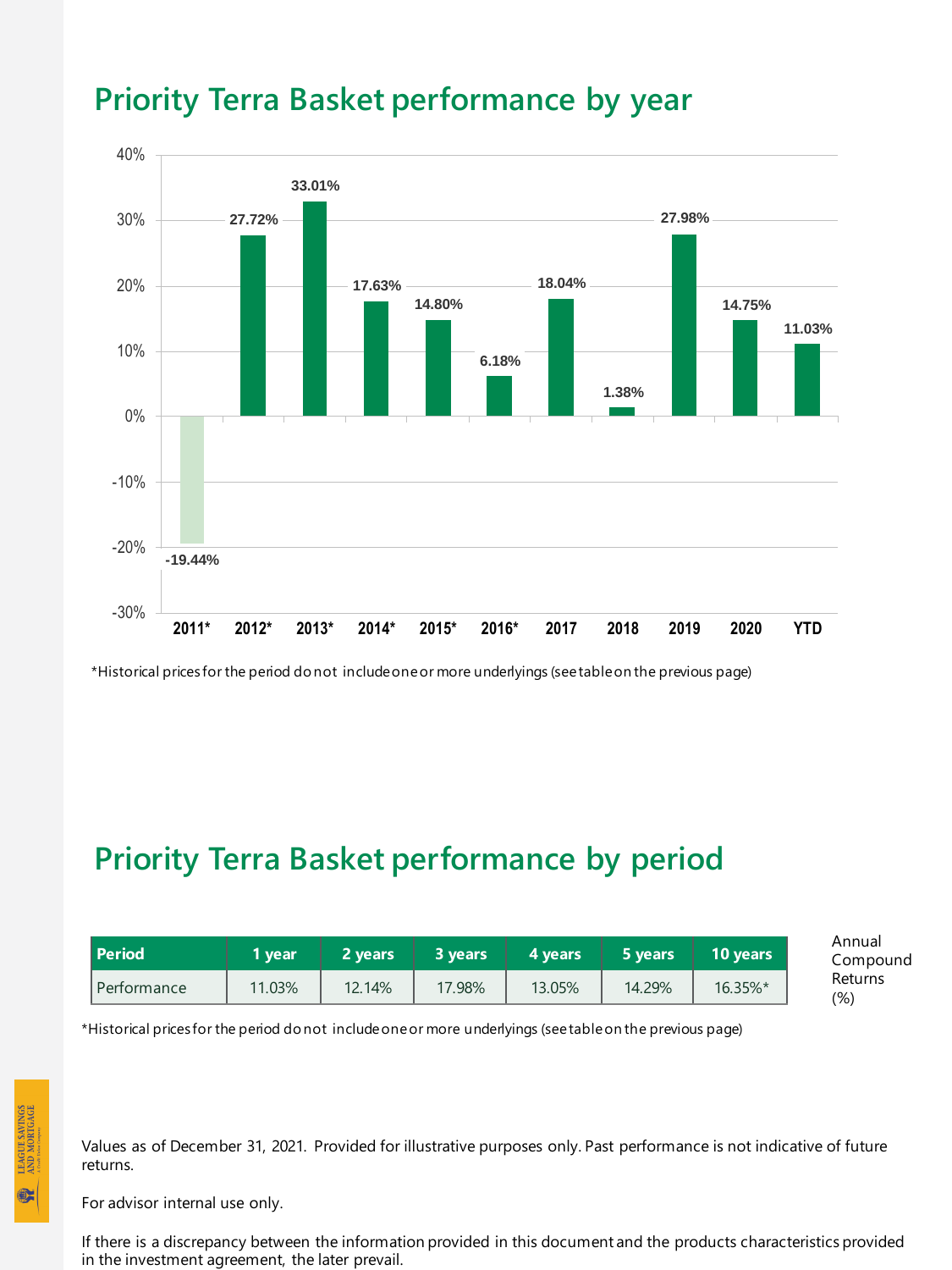## Priority Terra Basket performance by year

| Year | Performance |
|---|---|
| 2011* | -19.44% |
| 2012* | 27.72% |
| 2013* | 33.01% |
| 2014* | 17.63% |
| 2015* | 14.80% |
| 2016* | 6.18% |
| 2017 | 18.04% |
| 2018 | 1.38% |
| 2019 | 27.98% |
| 2020 | 14.75% |
| YTD | 11.03% |

*Historical prices for the period do not include one or more underlyings (see table on the previous page)

## Priority Terra Basket performance by period

| Period | 1 year | 2 years | 3 years | 4 years | 5 years | 10 years |
|---|---|---|---|---|---|---|
| Performance | 11.03% | 12.14% | 17.98% | 13.05% | 14.29% | 16.35%* |

Annual Compound Returns (%)

*Historical prices for the period do not include one or more underlyings (see table on the previous page)

Values as of December 31, 2021. Provided for illustrative purposes only. Past performance is not indicative of future returns.

For advisor internal use only.

If there is a discrepancy between the information provided in this document and the products characteristics provided in the investment agreement, the later prevail.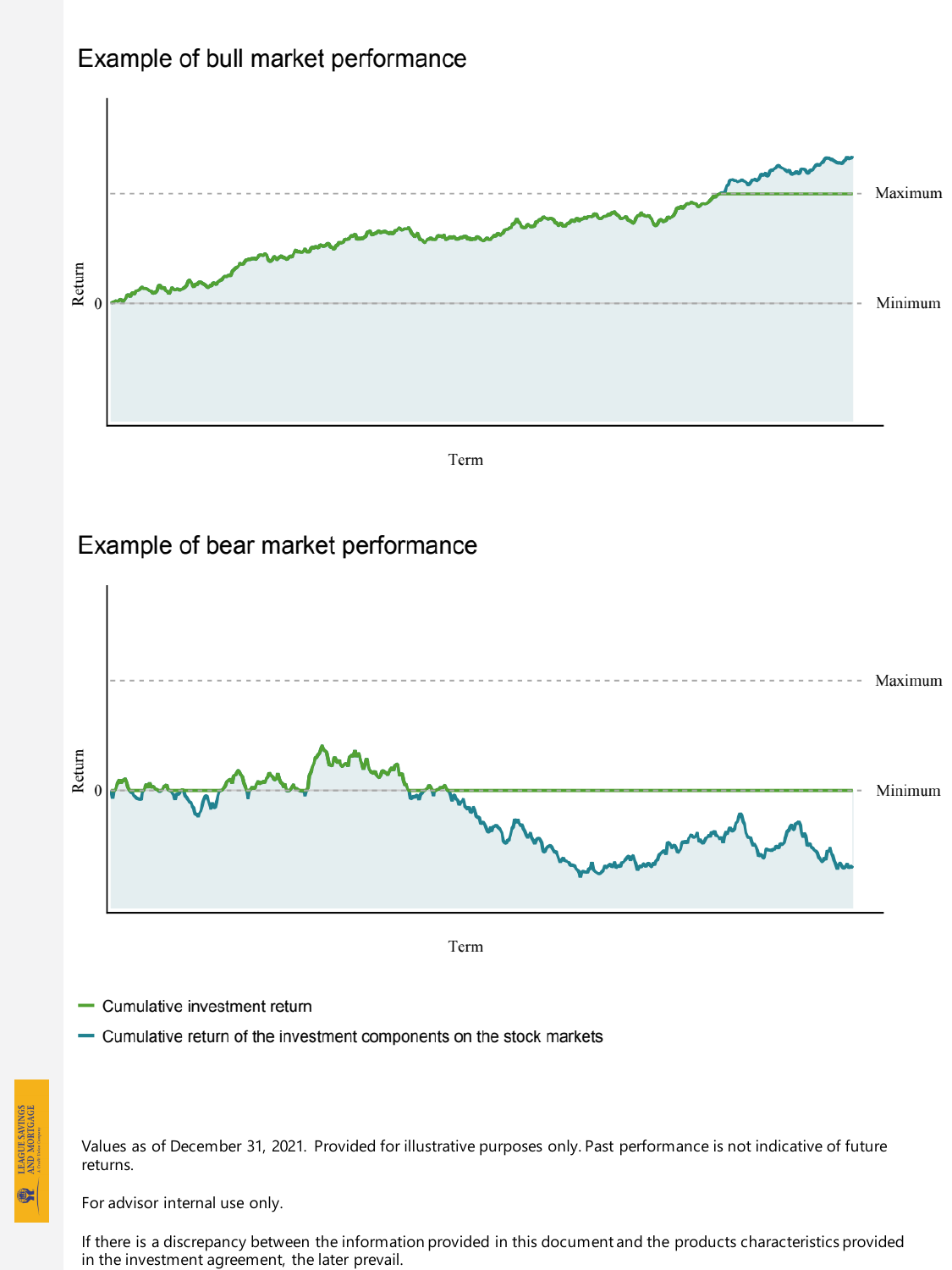## Example of bull market performance

Return

0

Maximum

Minimum

Term

## Example of bear market performance

Return

0

Maximum

Minimum

Term

- Cumulative investment return
- Cumulative return of the investment components on the stock markets

Values as of December 31, 2021. Provided for illustrative purposes only. Past performance is not indicative of future returns.

For advisor internal use only.

If there is a discrepancy between the information provided in this document and the products characteristics provided in the investment agreement, the later prevail.